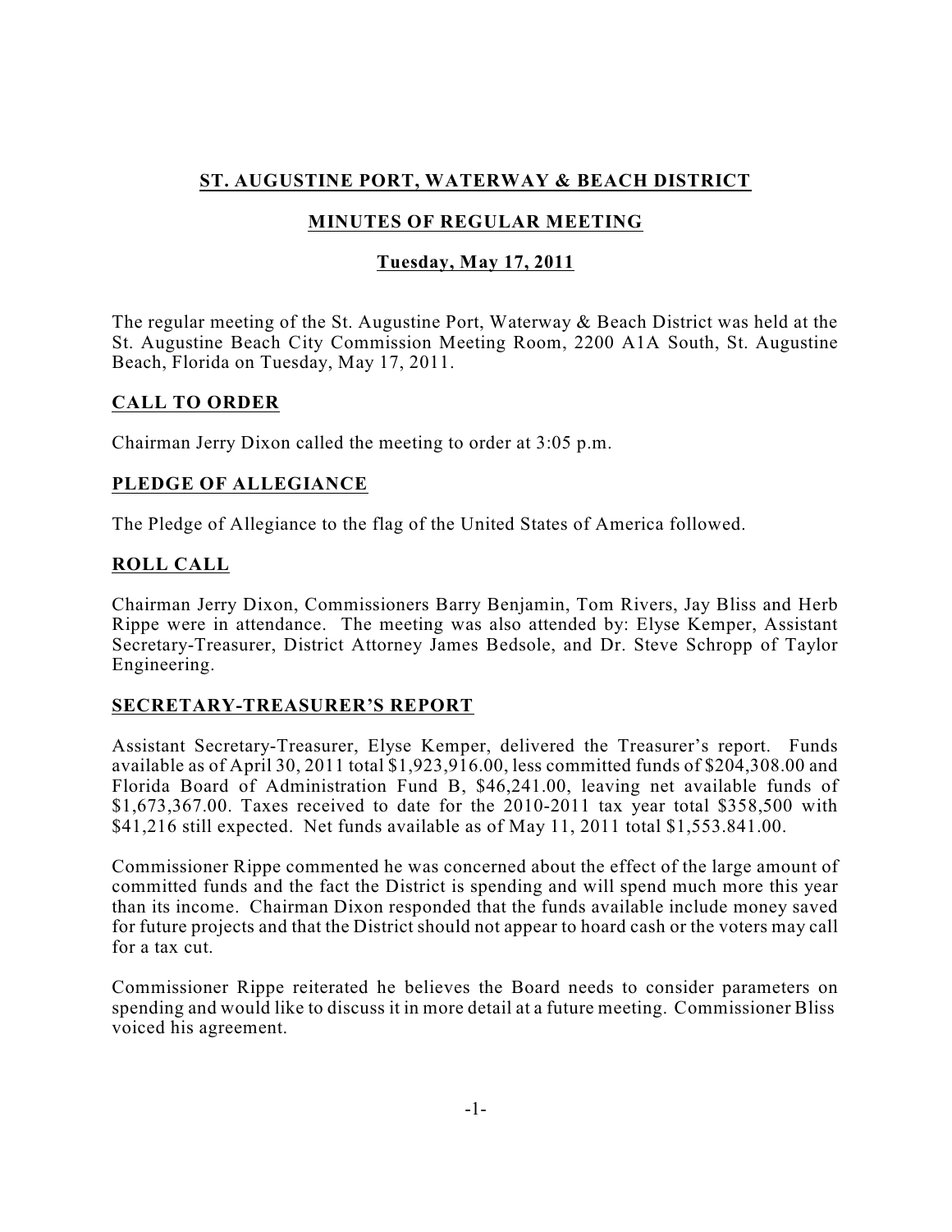# ST. AUGUSTINE PORT, WATERWAY & BEACH DISTRICT

## MINUTES OF REGULAR MEETING

### Tuesday, May 17, 2011

The regular meeting of the St. Augustine Port, Waterway & Beach District was held at the St. Augustine Beach City Commission Meeting Room, 2200 A1A South, St. Augustine Beach, Florida on Tuesday, May 17, 2011.

## CALL TO ORDER

Chairman Jerry Dixon called the meeting to order at 3:05 p.m.

## PLEDGE OF ALLEGIANCE

The Pledge of Allegiance to the flag of the United States of America followed.

## ROLL CALL

Chairman Jerry Dixon, Commissioners Barry Benjamin, Tom Rivers, Jay Bliss and Herb Rippe were in attendance. The meeting was also attended by: Elyse Kemper, Assistant Secretary-Treasurer, District Attorney James Bedsole, and Dr. Steve Schropp of Taylor Engineering.

## SECRETARY-TREASURER'S REPORT

Assistant Secretary-Treasurer, Elyse Kemper, delivered the Treasurer's report. Funds available as of April 30, 2011 total $1,923,916.00, less committed funds of $204,308.00 and Florida Board of Administration Fund B, $46,241.00, leaving net available funds of $1,673,367.00. Taxes received to date for the 2010-2011 tax year total $358,500 with $41,216 still expected. Net funds available as of May 11, 2011 total $1,553.841.00.

Commissioner Rippe commented he was concerned about the effect of the large amount of committed funds and the fact the District is spending and will spend much more this year than its income. Chairman Dixon responded that the funds available include money saved for future projects and that the District should not appear to hoard cash or the voters may call for a tax cut.

Commissioner Rippe reiterated he believes the Board needs to consider parameters on spending and would like to discuss it in more detail at a future meeting. Commissioner Bliss voiced his agreement.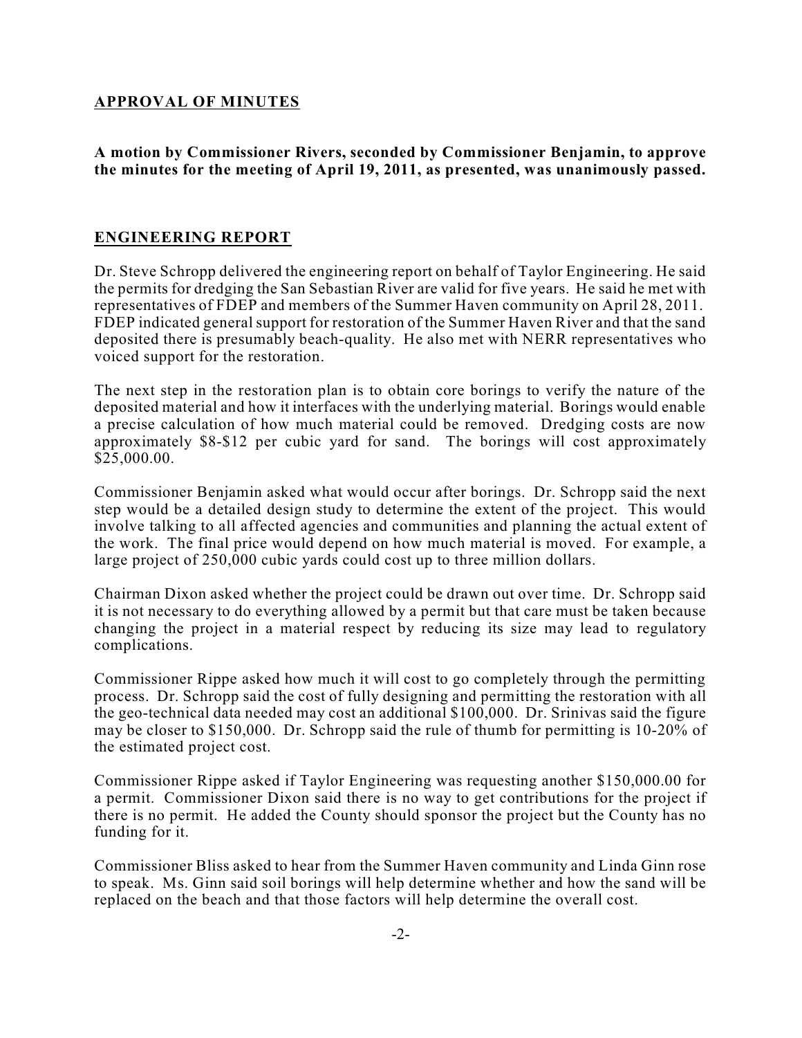## APPROVAL OF MINUTES

**A motion by Commissioner Rivers, seconded by Commissioner Benjamin, to approve the minutes for the meeting of April 19, 2011, as presented, was unanimously passed.**

## ENGINEERING REPORT

Dr. Steve Schropp delivered the engineering report on behalf of Taylor Engineering. He said the permits for dredging the San Sebastian River are valid for five years. He said he met with representatives of FDEP and members of the Summer Haven community on April 28, 2011. FDEP indicated general support for restoration of the Summer Haven River and that the sand deposited there is presumably beach-quality. He also met with NERR representatives who voiced support for the restoration.

The next step in the restoration plan is to obtain core borings to verify the nature of the deposited material and how it interfaces with the underlying material. Borings would enable a precise calculation of how much material could be removed. Dredging costs are now approximately $8-$12 per cubic yard for sand. The borings will cost approximately $25,000.00.

Commissioner Benjamin asked what would occur after borings. Dr. Schropp said the next step would be a detailed design study to determine the extent of the project. This would involve talking to all affected agencies and communities and planning the actual extent of the work. The final price would depend on how much material is moved. For example, a large project of 250,000 cubic yards could cost up to three million dollars.

Chairman Dixon asked whether the project could be drawn out over time. Dr. Schropp said it is not necessary to do everything allowed by a permit but that care must be taken because changing the project in a material respect by reducing its size may lead to regulatory complications.

Commissioner Rippe asked how much it will cost to go completely through the permitting process. Dr. Schropp said the cost of fully designing and permitting the restoration with all the geo-technical data needed may cost an additional $100,000. Dr. Srinivas said the figure may be closer to $150,000. Dr. Schropp said the rule of thumb for permitting is 10-20% of the estimated project cost.

Commissioner Rippe asked if Taylor Engineering was requesting another $150,000.00 for a permit. Commissioner Dixon said there is no way to get contributions for the project if there is no permit. He added the County should sponsor the project but the County has no funding for it.

Commissioner Bliss asked to hear from the Summer Haven community and Linda Ginn rose to speak. Ms. Ginn said soil borings will help determine whether and how the sand will be replaced on the beach and that those factors will help determine the overall cost.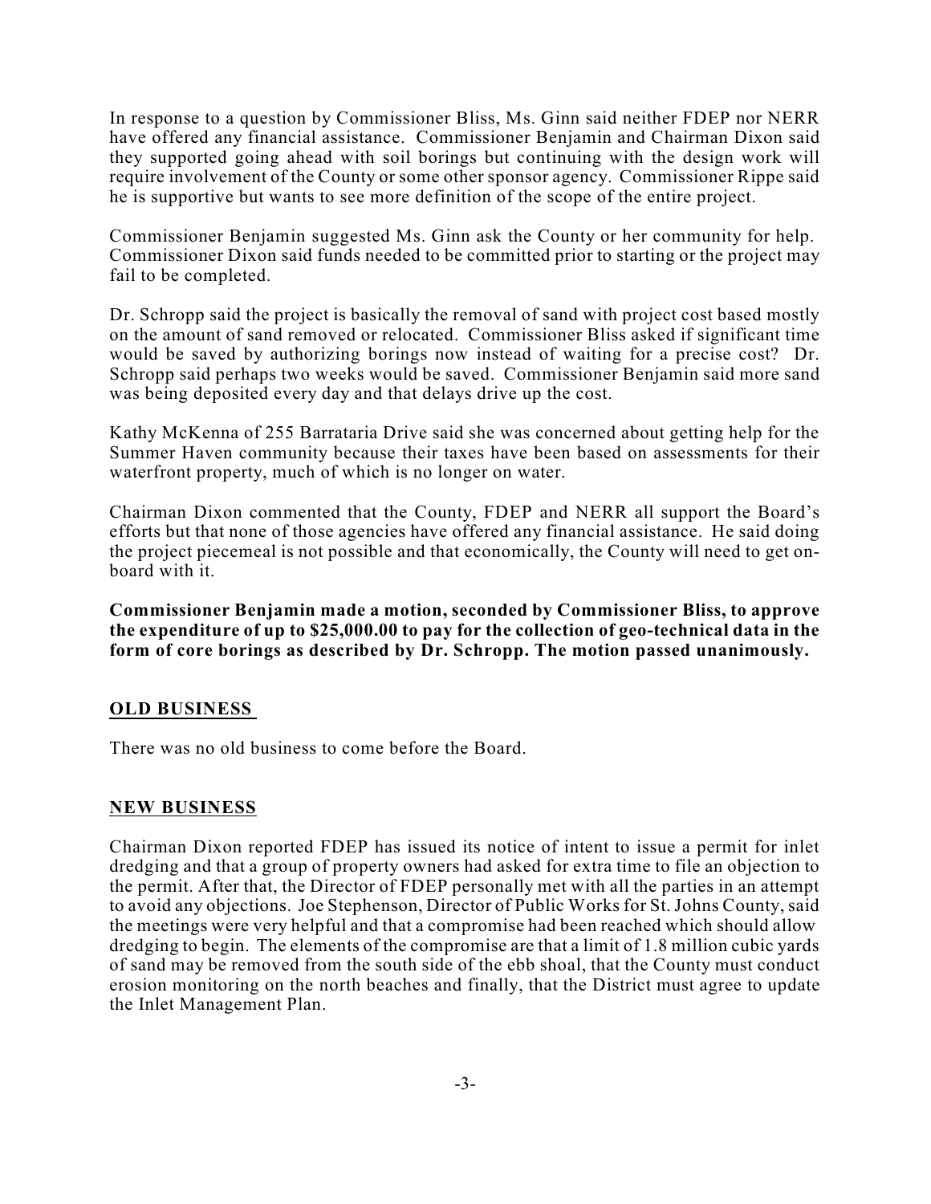In response to a question by Commissioner Bliss, Ms. Ginn said neither FDEP nor NERR have offered any financial assistance. Commissioner Benjamin and Chairman Dixon said they supported going ahead with soil borings but continuing with the design work will require involvement of the County or some other sponsor agency. Commissioner Rippe said he is supportive but wants to see more definition of the scope of the entire project.

Commissioner Benjamin suggested Ms. Ginn ask the County or her community for help. Commissioner Dixon said funds needed to be committed prior to starting or the project may fail to be completed.

Dr. Schropp said the project is basically the removal of sand with project cost based mostly on the amount of sand removed or relocated. Commissioner Bliss asked if significant time would be saved by authorizing borings now instead of waiting for a precise cost? Dr. Schropp said perhaps two weeks would be saved. Commissioner Benjamin said more sand was being deposited every day and that delays drive up the cost.

Kathy McKenna of 255 Barrataria Drive said she was concerned about getting help for the Summer Haven community because their taxes have been based on assessments for their waterfront property, much of which is no longer on water.

Chairman Dixon commented that the County, FDEP and NERR all support the Board's efforts but that none of those agencies have offered any financial assistance. He said doing the project piecemeal is not possible and that economically, the County will need to get on-board with it.

**Commissioner Benjamin made a motion, seconded by Commissioner Bliss, to approve the expenditure of up to $25,000.00 to pay for the collection of geo-technical data in the form of core borings as described by Dr. Schropp. The motion passed unanimously.**

## OLD BUSINESS

There was no old business to come before the Board.

## NEW BUSINESS

Chairman Dixon reported FDEP has issued its notice of intent to issue a permit for inlet dredging and that a group of property owners had asked for extra time to file an objection to the permit. After that, the Director of FDEP personally met with all the parties in an attempt to avoid any objections. Joe Stephenson, Director of Public Works for St. Johns County, said the meetings were very helpful and that a compromise had been reached which should allow dredging to begin. The elements of the compromise are that a limit of 1.8 million cubic yards of sand may be removed from the south side of the ebb shoal, that the County must conduct erosion monitoring on the north beaches and finally, that the District must agree to update the Inlet Management Plan.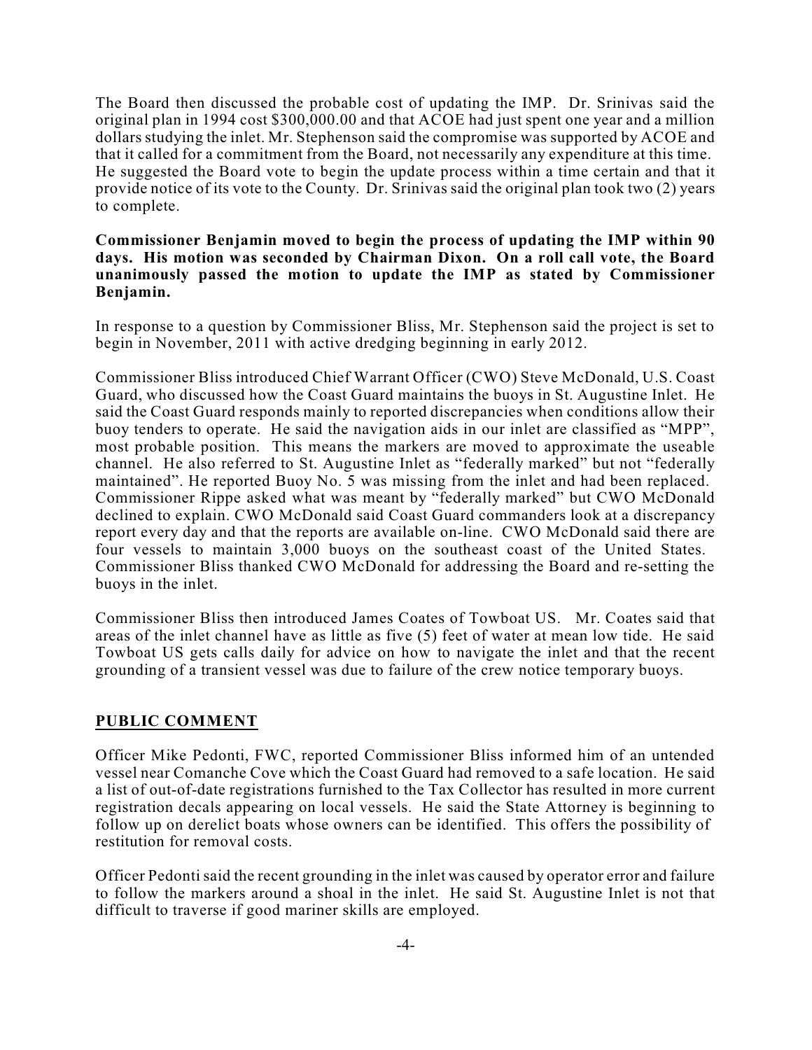The Board then discussed the probable cost of updating the IMP. Dr. Srinivas said the original plan in 1994 cost $300,000.00 and that ACOE had just spent one year and a million dollars studying the inlet. Mr. Stephenson said the compromise was supported by ACOE and that it called for a commitment from the Board, not necessarily any expenditure at this time. He suggested the Board vote to begin the update process within a time certain and that it provide notice of its vote to the County. Dr. Srinivas said the original plan took two (2) years to complete.

**Commissioner Benjamin moved to begin the process of updating the IMP within 90 days. His motion was seconded by Chairman Dixon. On a roll call vote, the Board unanimously passed the motion to update the IMP as stated by Commissioner Benjamin.**

In response to a question by Commissioner Bliss, Mr. Stephenson said the project is set to begin in November, 2011 with active dredging beginning in early 2012.

Commissioner Bliss introduced Chief Warrant Officer (CWO) Steve McDonald, U.S. Coast Guard, who discussed how the Coast Guard maintains the buoys in St. Augustine Inlet. He said the Coast Guard responds mainly to reported discrepancies when conditions allow their buoy tenders to operate. He said the navigation aids in our inlet are classified as "MPP", most probable position. This means the markers are moved to approximate the useable channel. He also referred to St. Augustine Inlet as "federally marked" but not "federally maintained". He reported Buoy No. 5 was missing from the inlet and had been replaced. Commissioner Rippe asked what was meant by "federally marked" but CWO McDonald declined to explain. CWO McDonald said Coast Guard commanders look at a discrepancy report every day and that the reports are available on-line. CWO McDonald said there are four vessels to maintain 3,000 buoys on the southeast coast of the United States. Commissioner Bliss thanked CWO McDonald for addressing the Board and re-setting the buoys in the inlet.

Commissioner Bliss then introduced James Coates of Towboat US. Mr. Coates said that areas of the inlet channel have as little as five (5) feet of water at mean low tide. He said Towboat US gets calls daily for advice on how to navigate the inlet and that the recent grounding of a transient vessel was due to failure of the crew notice temporary buoys.

## PUBLIC COMMENT

Officer Mike Pedonti, FWC, reported Commissioner Bliss informed him of an untended vessel near Comanche Cove which the Coast Guard had removed to a safe location. He said a list of out-of-date registrations furnished to the Tax Collector has resulted in more current registration decals appearing on local vessels. He said the State Attorney is beginning to follow up on derelict boats whose owners can be identified. This offers the possibility of restitution for removal costs.

Officer Pedonti said the recent grounding in the inlet was caused by operator error and failure to follow the markers around a shoal in the inlet. He said St. Augustine Inlet is not that difficult to traverse if good mariner skills are employed.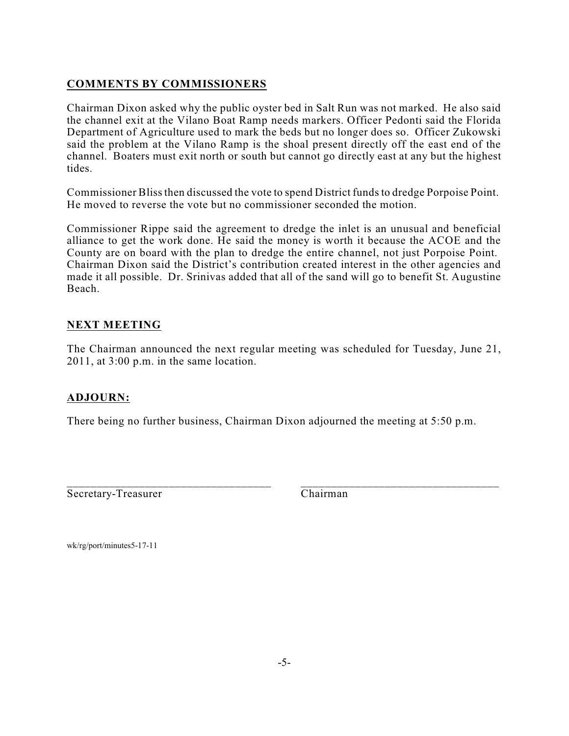## **COMMENTS BY COMMISSIONERS**

Chairman Dixon asked why the public oyster bed in Salt Run was not marked. He also said the channel exit at the Vilano Boat Ramp needs markers. Officer Pedonti said the Florida Department of Agriculture used to mark the beds but no longer does so. Officer Zukowski said the problem at the Vilano Ramp is the shoal present directly off the east end of the channel. Boaters must exit north or south but cannot go directly east at any but the highest tides.

Commissioner Bliss then discussed the vote to spend District funds to dredge Porpoise Point. He moved to reverse the vote but no commissioner seconded the motion.

Commissioner Rippe said the agreement to dredge the inlet is an unusual and beneficial alliance to get the work done. He said the money is worth it because the ACOE and the County are on board with the plan to dredge the entire channel, not just Porpoise Point. Chairman Dixon said the District's contribution created interest in the other agencies and made it all possible. Dr. Srinivas added that all of the sand will go to benefit St. Augustine Beach.

## **NEXT MEETING**

The Chairman announced the next regular meeting was scheduled for Tuesday, June 21, 2011, at 3:00 p.m. in the same location.

## **ADJOURN:**

There being no further business, Chairman Dixon adjourned the meeting at 5:50 p.m.

___________________________________ ___________________________________

Secretary-Treasurer Chairman

wk/rg/port/minutes5-17-11